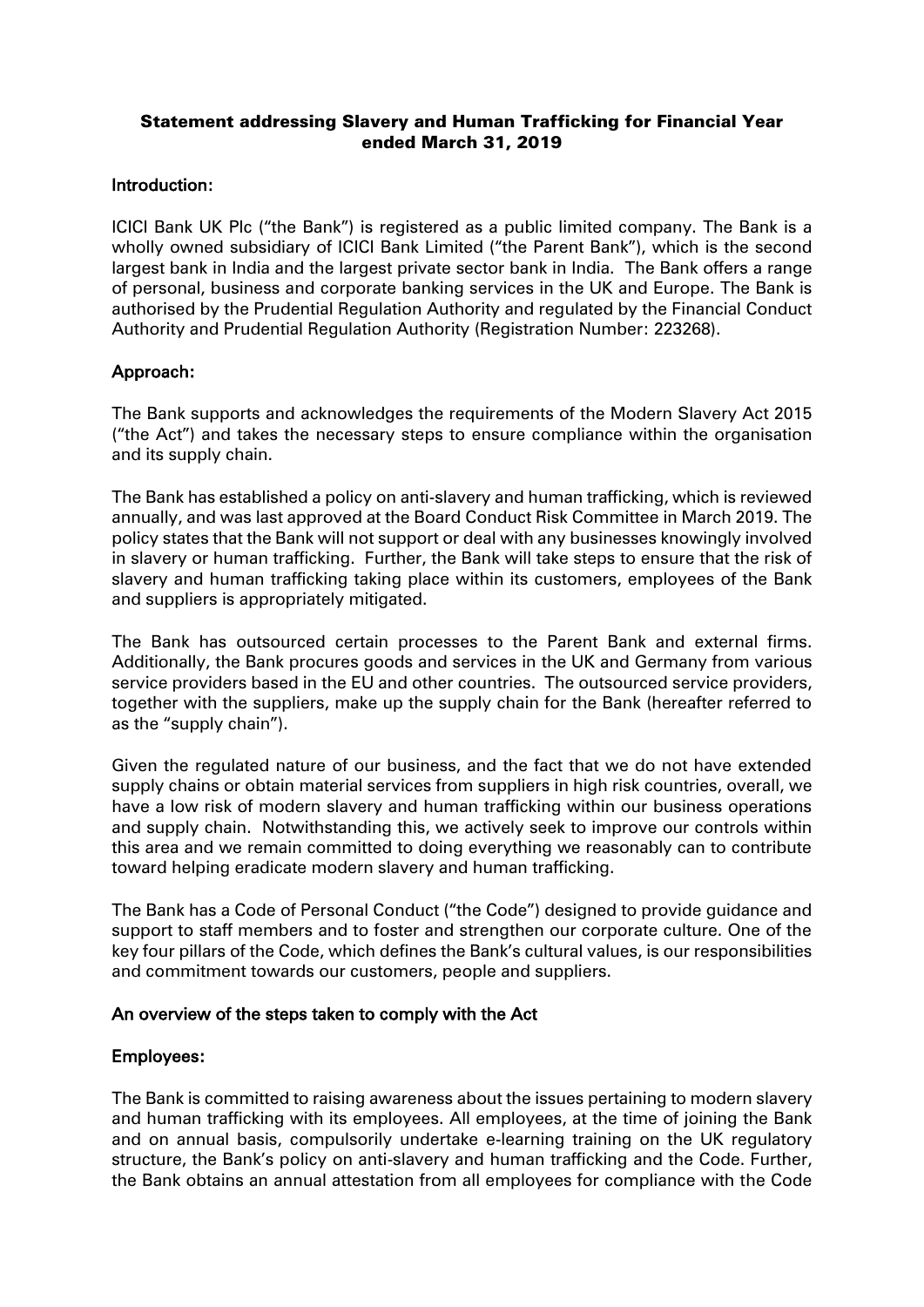# Statement addressing Slavery and Human Trafficking for Financial Year ended March 31, 2019

## Introduction:

ICICI Bank UK Plc ("the Bank") is registered as a public limited company. The Bank is a wholly owned subsidiary of ICICI Bank Limited ("the Parent Bank"), which is the second largest bank in India and the largest private sector bank in India. The Bank offers a range of personal, business and corporate banking services in the UK and Europe. The Bank is authorised by the Prudential Regulation Authority and regulated by the Financial Conduct Authority and Prudential Regulation Authority (Registration Number: 223268).

## Approach:

The Bank supports and acknowledges the requirements of the Modern Slavery Act 2015 ("the Act") and takes the necessary steps to ensure compliance within the organisation and its supply chain.

The Bank has established a policy on anti-slavery and human trafficking, which is reviewed annually, and was last approved at the Board Conduct Risk Committee in March 2019. The policy states that the Bank will not support or deal with any businesses knowingly involved in slavery or human trafficking. Further, the Bank will take steps to ensure that the risk of slavery and human trafficking taking place within its customers, employees of the Bank and suppliers is appropriately mitigated.

The Bank has outsourced certain processes to the Parent Bank and external firms. Additionally, the Bank procures goods and services in the UK and Germany from various service providers based in the EU and other countries. The outsourced service providers, together with the suppliers, make up the supply chain for the Bank (hereafter referred to as the "supply chain").

Given the regulated nature of our business, and the fact that we do not have extended supply chains or obtain material services from suppliers in high risk countries, overall, we have a low risk of modern slavery and human trafficking within our business operations and supply chain. Notwithstanding this, we actively seek to improve our controls within this area and we remain committed to doing everything we reasonably can to contribute toward helping eradicate modern slavery and human trafficking.

The Bank has a Code of Personal Conduct ("the Code") designed to provide guidance and support to staff members and to foster and strengthen our corporate culture. One of the key four pillars of the Code, which defines the Bank's cultural values, is our responsibilities and commitment towards our customers, people and suppliers.

## An overview of the steps taken to comply with the Act

## Employees:

The Bank is committed to raising awareness about the issues pertaining to modern slavery and human trafficking with its employees. All employees, at the time of joining the Bank and on annual basis, compulsorily undertake e-learning training on the UK regulatory structure, the Bank's policy on anti-slavery and human trafficking and the Code. Further, the Bank obtains an annual attestation from all employees for compliance with the Code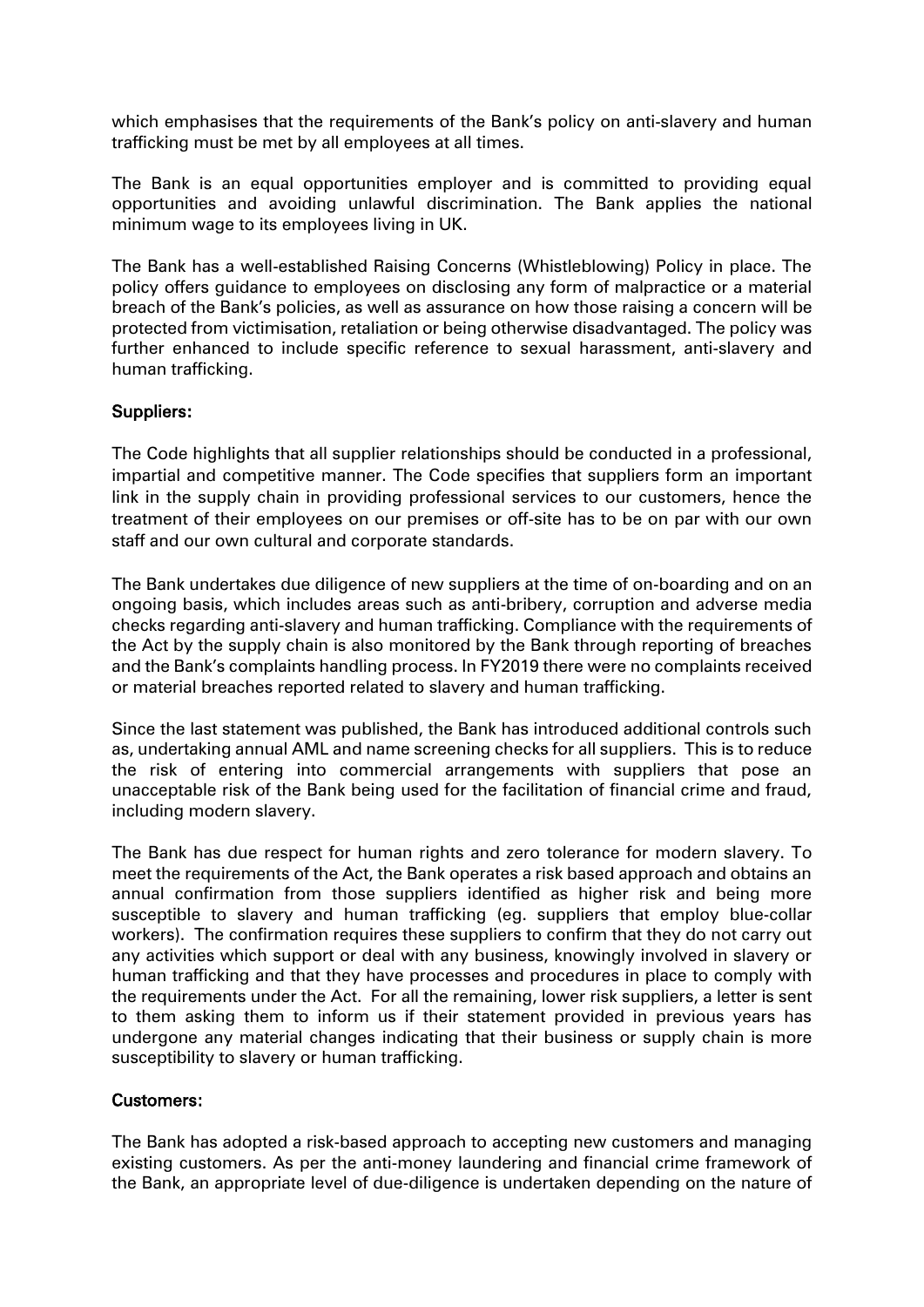which emphasises that the requirements of the Bank's policy on anti-slavery and human trafficking must be met by all employees at all times.

The Bank is an equal opportunities employer and is committed to providing equal opportunities and avoiding unlawful discrimination. The Bank applies the national minimum wage to its employees living in UK.

The Bank has a well-established Raising Concerns (Whistleblowing) Policy in place. The policy offers guidance to employees on disclosing any form of malpractice or a material breach of the Bank's policies, as well as assurance on how those raising a concern will be protected from victimisation, retaliation or being otherwise disadvantaged. The policy was further enhanced to include specific reference to sexual harassment, anti-slavery and human trafficking.

**Suppliers:**

The Code highlights that all supplier relationships should be conducted in a professional, impartial and competitive manner. The Code specifies that suppliers form an important link in the supply chain in providing professional services to our customers, hence the treatment of their employees on our premises or off-site has to be on par with our own staff and our own cultural and corporate standards.

The Bank undertakes due diligence of new suppliers at the time of on-boarding and on an ongoing basis, which includes areas such as anti-bribery, corruption and adverse media checks regarding anti-slavery and human trafficking. Compliance with the requirements of the Act by the supply chain is also monitored by the Bank through reporting of breaches and the Bank's complaints handling process. In FY2019 there were no complaints received or material breaches reported related to slavery and human trafficking.

Since the last statement was published, the Bank has introduced additional controls such as, undertaking annual AML and name screening checks for all suppliers. This is to reduce the risk of entering into commercial arrangements with suppliers that pose an unacceptable risk of the Bank being used for the facilitation of financial crime and fraud, including modern slavery.

The Bank has due respect for human rights and zero tolerance for modern slavery. To meet the requirements of the Act, the Bank operates a risk based approach and obtains an annual confirmation from those suppliers identified as higher risk and being more susceptible to slavery and human trafficking (eg. suppliers that employ blue-collar workers). The confirmation requires these suppliers to confirm that they do not carry out any activities which support or deal with any business, knowingly involved in slavery or human trafficking and that they have processes and procedures in place to comply with the requirements under the Act. For all the remaining, lower risk suppliers, a letter is sent to them asking them to inform us if their statement provided in previous years has undergone any material changes indicating that their business or supply chain is more susceptibility to slavery or human trafficking.

**Customers:**

The Bank has adopted a risk-based approach to accepting new customers and managing existing customers. As per the anti-money laundering and financial crime framework of the Bank, an appropriate level of due-diligence is undertaken depending on the nature of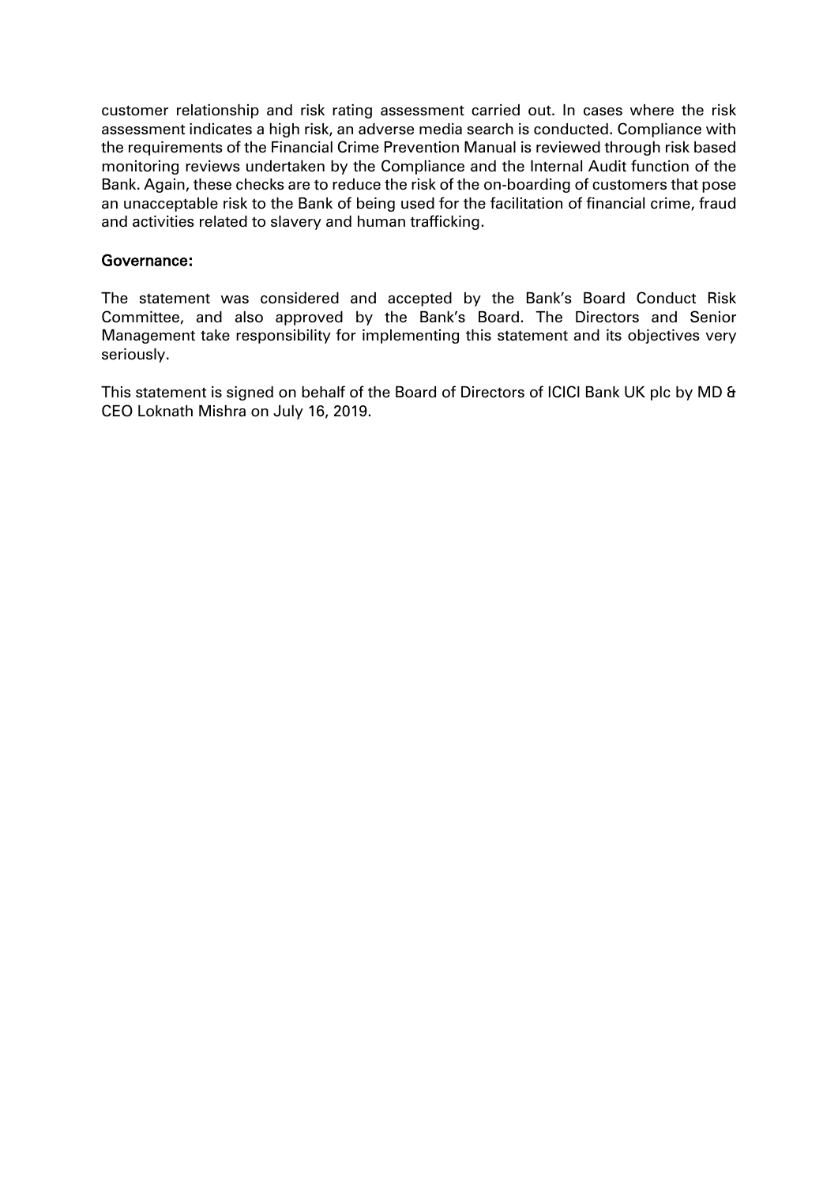customer relationship and risk rating assessment carried out. In cases where the risk assessment indicates a high risk, an adverse media search is conducted. Compliance with the requirements of the Financial Crime Prevention Manual is reviewed through risk based monitoring reviews undertaken by the Compliance and the Internal Audit function of the Bank. Again, these checks are to reduce the risk of the on-boarding of customers that pose an unacceptable risk to the Bank of being used for the facilitation of financial crime, fraud and activities related to slavery and human trafficking.

## Governance:

The statement was considered and accepted by the Bank's Board Conduct Risk Committee, and also approved by the Bank's Board. The Directors and Senior Management take responsibility for implementing this statement and its objectives very seriously.

This statement is signed on behalf of the Board of Directors of ICICI Bank UK plc by MD & CEO Loknath Mishra on July 16, 2019.